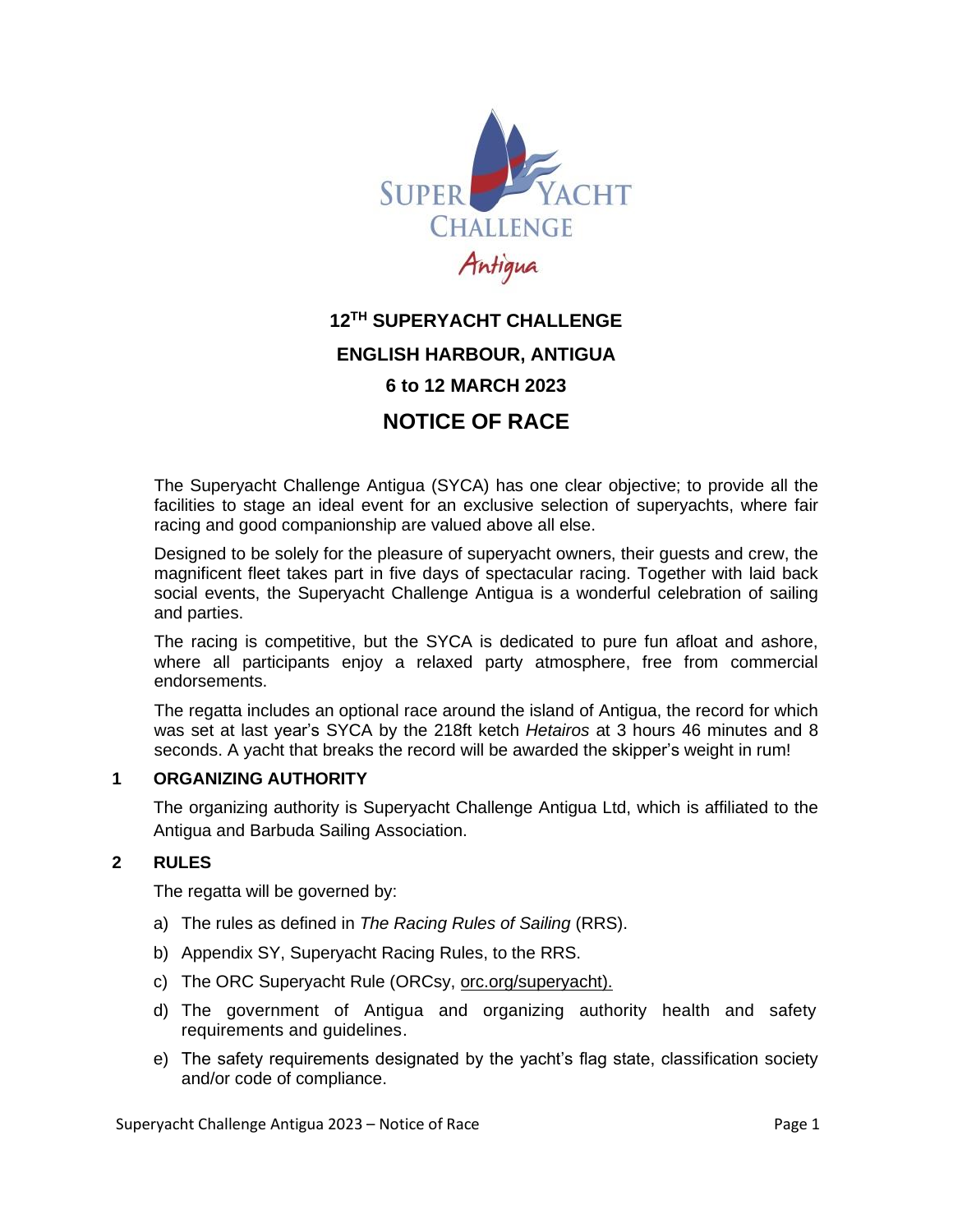# 12TH SUPERYACHT CHALLENGE

## ENGLISH HARBOUR, ANTIGUA

## 6 to 12 MARCH 2023

# NOTICE OF RACE

The Superyacht Challenge Antigua (SYCA) has one clear objective; to provide all the facilities to stage an ideal event for an exclusive selection of superyachts, where fair racing and good companionship are valued above all else.

Designed to be solely for the pleasure of superyacht owners, their guests and crew, the magnificent fleet takes part in five days of spectacular racing. Together with laid back social events, the Superyacht Challenge Antigua is a wonderful celebration of sailing and parties.

The racing is competitive, but the SYCA is dedicated to pure fun afloat and ashore, where all participants enjoy a relaxed party atmosphere, free from commercial endorsements.

The regatta includes an optional race around the island of Antigua, the record for which was set at last year's SYCA by the 218ft ketch *Hetairos* at 3 hours 46 minutes and 8 seconds. A yacht that breaks the record will be awarded the skipper's weight in rum!

## 1 ORGANIZING AUTHORITY

The organizing authority is Superyacht Challenge Antigua Ltd, which is affiliated to the Antigua and Barbuda Sailing Association.

## 2 RULES

The regatta will be governed by:

a) The rules as defined in *The Racing Rules of Sailing* (RRS).

b) Appendix SY, Superyacht Racing Rules, to the RRS.

c) The ORC Superyacht Rule (ORCsy, orc.org/superyacht).

d) The government of Antigua and organizing authority health and safety requirements and guidelines.

e) The safety requirements designated by the yacht's flag state, classification society and/or code of compliance.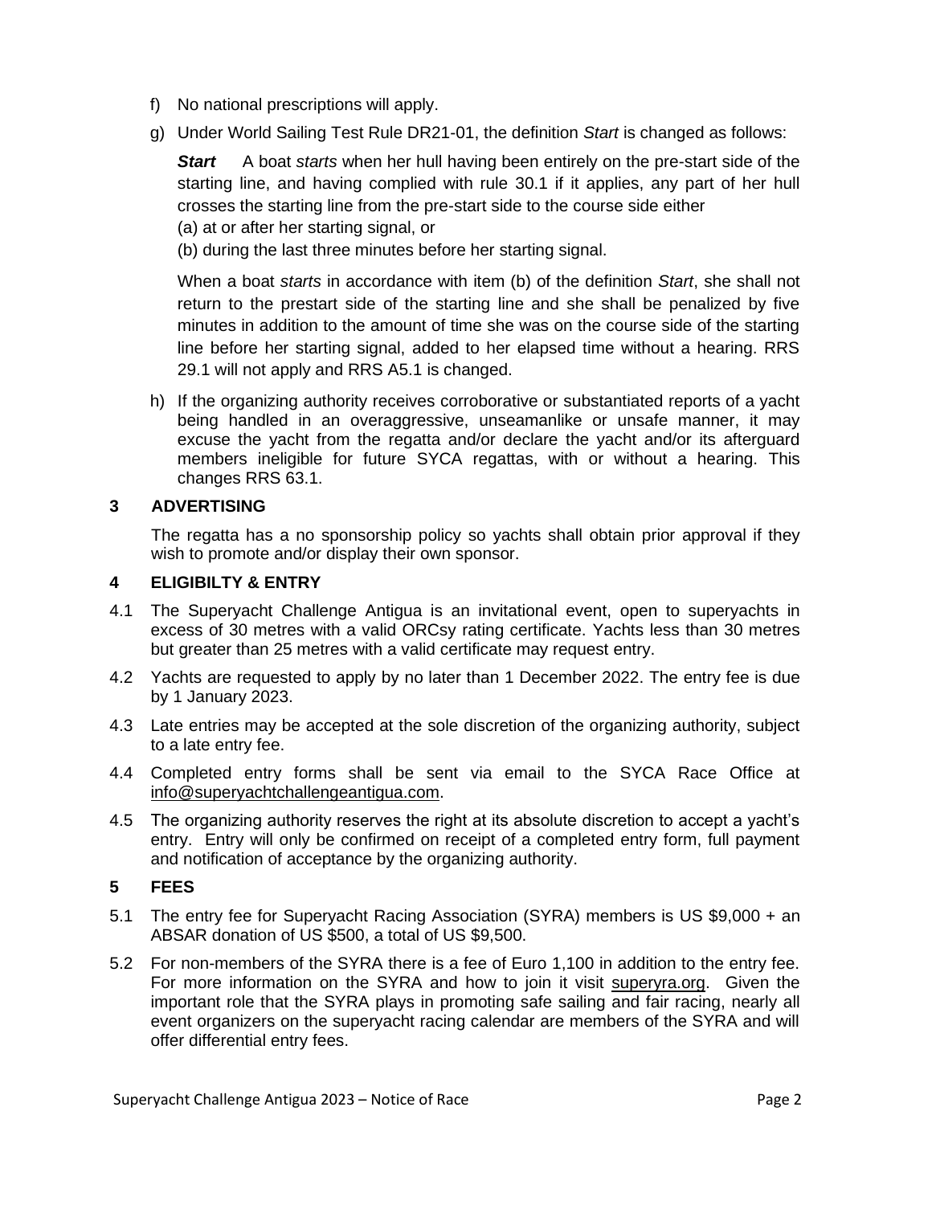f) No national prescriptions will apply.

g) Under World Sailing Test Rule DR21-01, the definition *Start* is changed as follows:

   ***Start*** A boat *starts* when her hull having been entirely on the pre-start side of the starting line, and having complied with rule 30.1 if it applies, any part of her hull crosses the starting line from the pre-start side to the course side either
   (a) at or after her starting signal, or
   (b) during the last three minutes before her starting signal.

   When a boat *starts* in accordance with item (b) of the definition *Start*, she shall not return to the prestart side of the starting line and she shall be penalized by five minutes in addition to the amount of time she was on the course side of the starting line before her starting signal, added to her elapsed time without a hearing. RRS 29.1 will not apply and RRS A5.1 is changed.

h) If the organizing authority receives corroborative or substantiated reports of a yacht being handled in an overaggressive, unseamanlike or unsafe manner, it may excuse the yacht from the regatta and/or declare the yacht and/or its afterguard members ineligible for future SYCA regattas, with or without a hearing. This changes RRS 63.1.

## 3 ADVERTISING

The regatta has a no sponsorship policy so yachts shall obtain prior approval if they wish to promote and/or display their own sponsor.

## 4 ELIGIBILTY & ENTRY

4.1 The Superyacht Challenge Antigua is an invitational event, open to superyachts in excess of 30 metres with a valid ORCsy rating certificate. Yachts less than 30 metres but greater than 25 metres with a valid certificate may request entry.

4.2 Yachts are requested to apply by no later than 1 December 2022. The entry fee is due by 1 January 2023.

4.3 Late entries may be accepted at the sole discretion of the organizing authority, subject to a late entry fee.

4.4 Completed entry forms shall be sent via email to the SYCA Race Office at info@superyachtchallengeantigua.com.

4.5 The organizing authority reserves the right at its absolute discretion to accept a yacht's entry. Entry will only be confirmed on receipt of a completed entry form, full payment and notification of acceptance by the organizing authority.

## 5 FEES

5.1 The entry fee for Superyacht Racing Association (SYRA) members is US $9,000 + an ABSAR donation of US $500, a total of US $9,500.

5.2 For non-members of the SYRA there is a fee of Euro 1,100 in addition to the entry fee. For more information on the SYRA and how to join it visit superyra.org. Given the important role that the SYRA plays in promoting safe sailing and fair racing, nearly all event organizers on the superyacht racing calendar are members of the SYRA and will offer differential entry fees.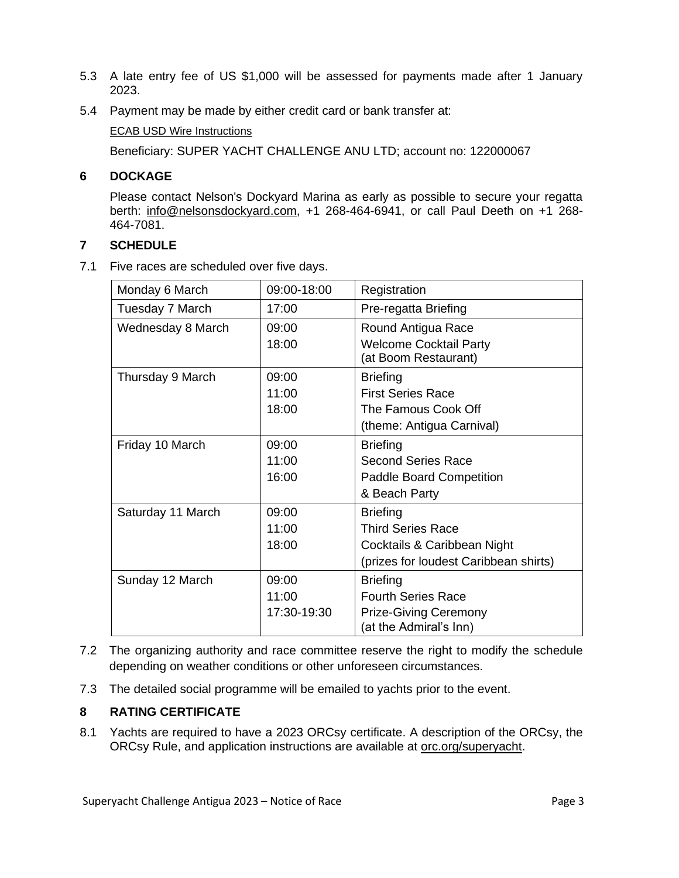5.3 A late entry fee of US $1,000 will be assessed for payments made after 1 January 2023.

5.4 Payment may be made by either credit card or bank transfer at:

ECAB USD Wire Instructions

Beneficiary: SUPER YACHT CHALLENGE ANU LTD; account no: 122000067

## 6 DOCKAGE

Please contact Nelson's Dockyard Marina as early as possible to secure your regatta berth: info@nelsonsdockyard.com, +1 268-464-6941, or call Paul Deeth on +1 268-464-7081.

## 7 SCHEDULE

7.1 Five races are scheduled over five days.

| | | |
|---|---|---|
| Monday 6 March | 09:00-18:00 | Registration |
| Tuesday 7 March | 17:00 | Pre-regatta Briefing |
| Wednesday 8 March | 09:00<br>18:00 | Round Antigua Race<br>Welcome Cocktail Party (at Boom Restaurant) |
| Thursday 9 March | 09:00<br>11:00<br>18:00 | Briefing<br>First Series Race<br>The Famous Cook Off<br>(theme: Antigua Carnival) |
| Friday 10 March | 09:00<br>11:00<br>16:00 | Briefing<br>Second Series Race<br>Paddle Board Competition<br>& Beach Party |
| Saturday 11 March | 09:00<br>11:00<br>18:00 | Briefing<br>Third Series Race<br>Cocktails & Caribbean Night<br>(prizes for loudest Caribbean shirts) |
| Sunday 12 March | 09:00<br>11:00<br>17:30-19:30 | Briefing<br>Fourth Series Race<br>Prize-Giving Ceremony (at the Admiral's Inn) |

7.2 The organizing authority and race committee reserve the right to modify the schedule depending on weather conditions or other unforeseen circumstances.

7.3 The detailed social programme will be emailed to yachts prior to the event.

## 8 RATING CERTIFICATE

8.1 Yachts are required to have a 2023 ORCsy certificate. A description of the ORCsy, the ORCsy Rule, and application instructions are available at orc.org/superyacht.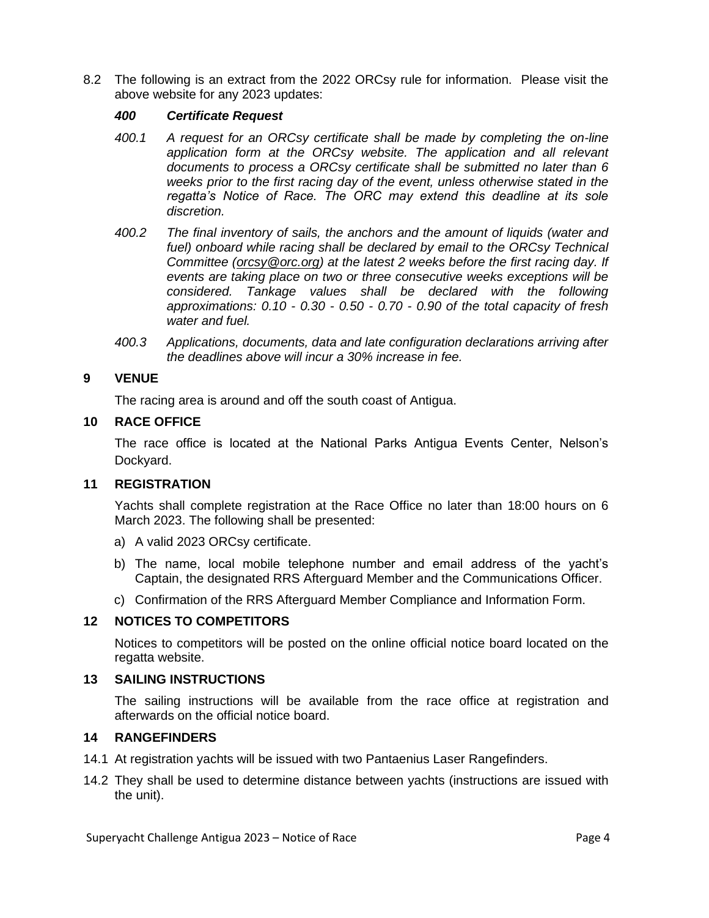8.2 The following is an extract from the 2022 ORCsy rule for information. Please visit the above website for any 2023 updates:

***400 Certificate Request***

*400.1 A request for an ORCsy certificate shall be made by completing the on-line application form at the ORCsy website. The application and all relevant documents to process a ORCsy certificate shall be submitted no later than 6 weeks prior to the first racing day of the event, unless otherwise stated in the regatta's Notice of Race. The ORC may extend this deadline at its sole discretion.*

*400.2 The final inventory of sails, the anchors and the amount of liquids (water and fuel) onboard while racing shall be declared by email to the ORCsy Technical Committee (orcsy@orc.org) at the latest 2 weeks before the first racing day. If events are taking place on two or three consecutive weeks exceptions will be considered. Tankage values shall be declared with the following approximations: 0.10 - 0.30 - 0.50 - 0.70 - 0.90 of the total capacity of fresh water and fuel.*

*400.3 Applications, documents, data and late configuration declarations arriving after the deadlines above will incur a 30% increase in fee.*

## 9 VENUE

The racing area is around and off the south coast of Antigua.

## 10 RACE OFFICE

The race office is located at the National Parks Antigua Events Center, Nelson's Dockyard.

## 11 REGISTRATION

Yachts shall complete registration at the Race Office no later than 18:00 hours on 6 March 2023. The following shall be presented:

a) A valid 2023 ORCsy certificate.

b) The name, local mobile telephone number and email address of the yacht's Captain, the designated RRS Afterguard Member and the Communications Officer.

c) Confirmation of the RRS Afterguard Member Compliance and Information Form.

## 12 NOTICES TO COMPETITORS

Notices to competitors will be posted on the online official notice board located on the regatta website.

## 13 SAILING INSTRUCTIONS

The sailing instructions will be available from the race office at registration and afterwards on the official notice board.

## 14 RANGEFINDERS

14.1 At registration yachts will be issued with two Pantaenius Laser Rangefinders.

14.2 They shall be used to determine distance between yachts (instructions are issued with the unit).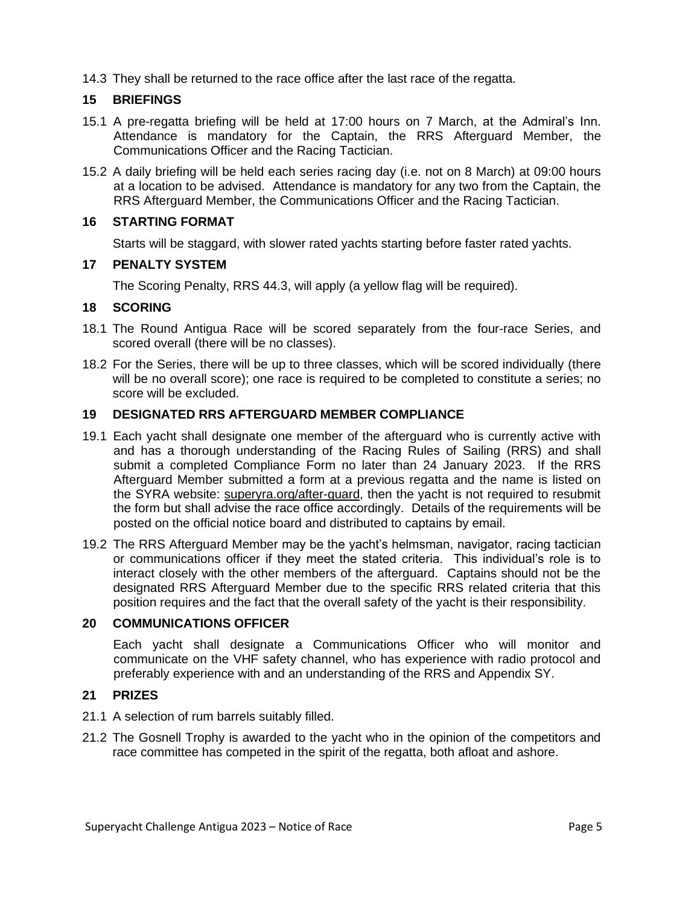14.3 They shall be returned to the race office after the last race of the regatta.

## 15 BRIEFINGS

15.1 A pre-regatta briefing will be held at 17:00 hours on 7 March, at the Admiral's Inn. Attendance is mandatory for the Captain, the RRS Afterguard Member, the Communications Officer and the Racing Tactician.

15.2 A daily briefing will be held each series racing day (i.e. not on 8 March) at 09:00 hours at a location to be advised. Attendance is mandatory for any two from the Captain, the RRS Afterguard Member, the Communications Officer and the Racing Tactician.

## 16 STARTING FORMAT

Starts will be staggard, with slower rated yachts starting before faster rated yachts.

## 17 PENALTY SYSTEM

The Scoring Penalty, RRS 44.3, will apply (a yellow flag will be required).

## 18 SCORING

18.1 The Round Antigua Race will be scored separately from the four-race Series, and scored overall (there will be no classes).

18.2 For the Series, there will be up to three classes, which will be scored individually (there will be no overall score); one race is required to be completed to constitute a series; no score will be excluded.

## 19 DESIGNATED RRS AFTERGUARD MEMBER COMPLIANCE

19.1 Each yacht shall designate one member of the afterguard who is currently active with and has a thorough understanding of the Racing Rules of Sailing (RRS) and shall submit a completed Compliance Form no later than 24 January 2023. If the RRS Afterguard Member submitted a form at a previous regatta and the name is listed on the SYRA website: superyra.org/after-guard, then the yacht is not required to resubmit the form but shall advise the race office accordingly. Details of the requirements will be posted on the official notice board and distributed to captains by email.

19.2 The RRS Afterguard Member may be the yacht's helmsman, navigator, racing tactician or communications officer if they meet the stated criteria. This individual's role is to interact closely with the other members of the afterguard. Captains should not be the designated RRS Afterguard Member due to the specific RRS related criteria that this position requires and the fact that the overall safety of the yacht is their responsibility.

## 20 COMMUNICATIONS OFFICER

Each yacht shall designate a Communications Officer who will monitor and communicate on the VHF safety channel, who has experience with radio protocol and preferably experience with and an understanding of the RRS and Appendix SY.

## 21 PRIZES

21.1 A selection of rum barrels suitably filled.

21.2 The Gosnell Trophy is awarded to the yacht who in the opinion of the competitors and race committee has competed in the spirit of the regatta, both afloat and ashore.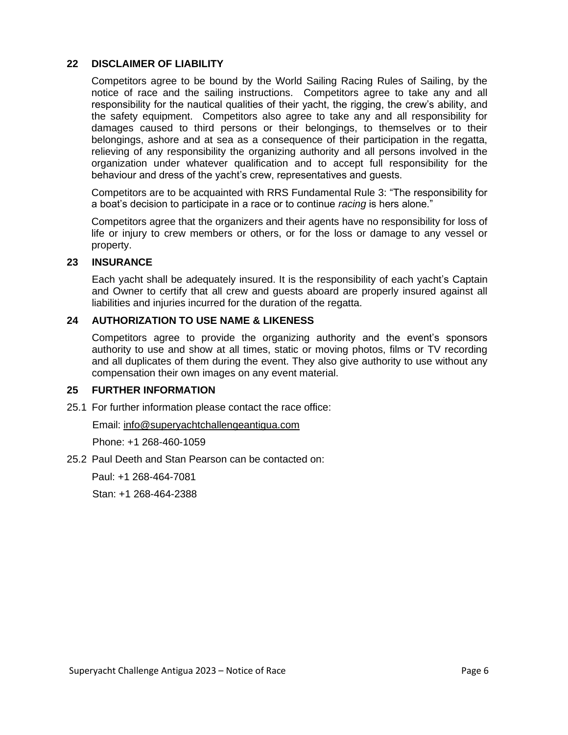## 22 DISCLAIMER OF LIABILITY

Competitors agree to be bound by the World Sailing Racing Rules of Sailing, by the notice of race and the sailing instructions. Competitors agree to take any and all responsibility for the nautical qualities of their yacht, the rigging, the crew's ability, and the safety equipment. Competitors also agree to take any and all responsibility for damages caused to third persons or their belongings, to themselves or to their belongings, ashore and at sea as a consequence of their participation in the regatta, relieving of any responsibility the organizing authority and all persons involved in the organization under whatever qualification and to accept full responsibility for the behaviour and dress of the yacht's crew, representatives and guests.

Competitors are to be acquainted with RRS Fundamental Rule 3: "The responsibility for a boat's decision to participate in a race or to continue *racing* is hers alone."

Competitors agree that the organizers and their agents have no responsibility for loss of life or injury to crew members or others, or for the loss or damage to any vessel or property.

## 23 INSURANCE

Each yacht shall be adequately insured. It is the responsibility of each yacht's Captain and Owner to certify that all crew and guests aboard are properly insured against all liabilities and injuries incurred for the duration of the regatta.

## 24 AUTHORIZATION TO USE NAME & LIKENESS

Competitors agree to provide the organizing authority and the event's sponsors authority to use and show at all times, static or moving photos, films or TV recording and all duplicates of them during the event. They also give authority to use without any compensation their own images on any event material.

## 25 FURTHER INFORMATION

25.1 For further information please contact the race office:

Email: info@superyachtchallengeantigua.com

Phone: +1 268-460-1059

25.2 Paul Deeth and Stan Pearson can be contacted on:

Paul: +1 268-464-7081

Stan: +1 268-464-2388